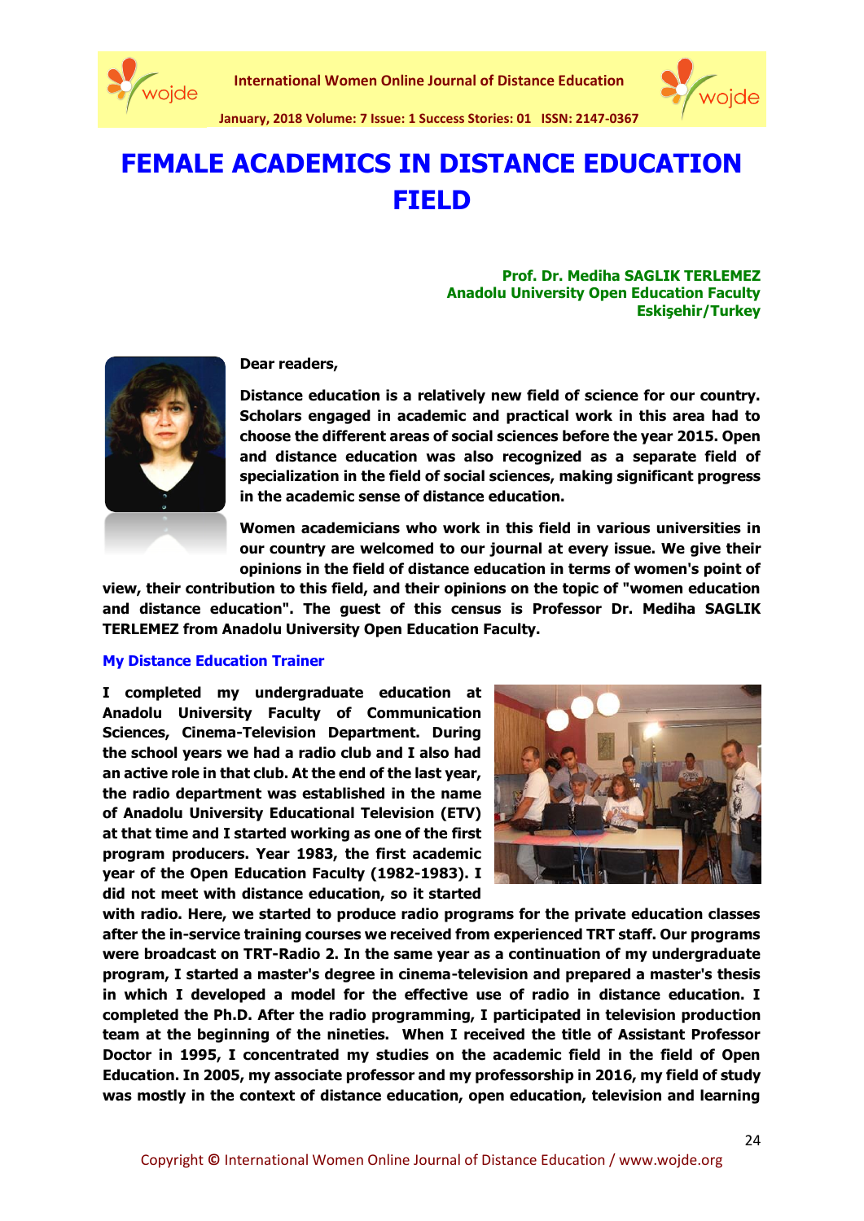# FEMALE ACADEMICS IN DISTANCE EDUCATION FIELD

**Prof. Dr. Mediha SAGLIK TERLEMEZ**
**Anadolu University Open Education Faculty**
**Eskişehir/Turkey**

**Dear readers,**

**Distance education is a relatively new field of science for our country. Scholars engaged in academic and practical work in this area had to choose the different areas of social sciences before the year 2015. Open and distance education was also recognized as a separate field of specialization in the field of social sciences, making significant progress in the academic sense of distance education.**

**Women academicians who work in this field in various universities in our country are welcomed to our journal at every issue. We give their opinions in the field of distance education in terms of women's point of view, their contribution to this field, and their opinions on the topic of "women education and distance education". The guest of this census is Professor Dr. Mediha SAGLIK TERLEMEZ from Anadolu University Open Education Faculty.**

## My Distance Education Trainer

**I completed my undergraduate education at Anadolu University Faculty of Communication Sciences, Cinema-Television Department. During the school years we had a radio club and I also had an active role in that club. At the end of the last year, the radio department was established in the name of Anadolu University Educational Television (ETV) at that time and I started working as one of the first program producers. Year 1983, the first academic year of the Open Education Faculty (1982-1983). I did not meet with distance education, so it started with radio. Here, we started to produce radio programs for the private education classes after the in-service training courses we received from experienced TRT staff. Our programs were broadcast on TRT-Radio 2. In the same year as a continuation of my undergraduate program, I started a master's degree in cinema-television and prepared a master's thesis in which I developed a model for the effective use of radio in distance education. I completed the Ph.D. After the radio programming, I participated in television production team at the beginning of the nineties. When I received the title of Assistant Professor Doctor in 1995, I concentrated my studies on the academic field in the field of Open Education. In 2005, my associate professor and my professorship in 2016, my field of study was mostly in the context of distance education, open education, television and learning**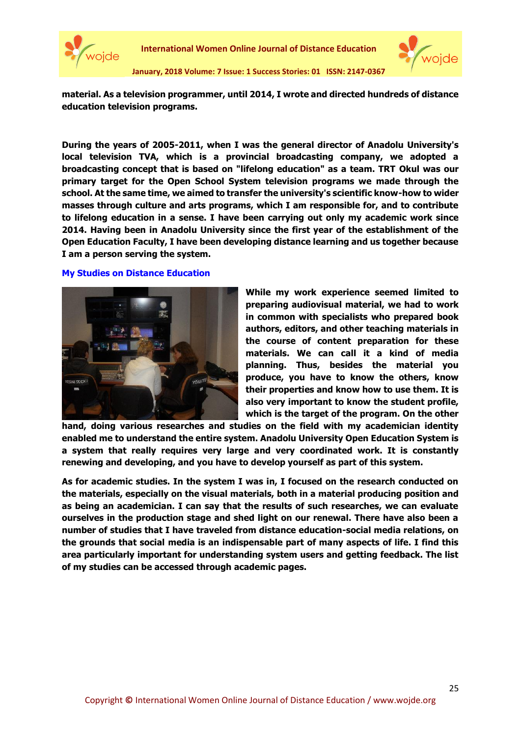**material. As a television programmer, until 2014, I wrote and directed hundreds of distance education television programs.**

**During the years of 2005-2011, when I was the general director of Anadolu University's local television TVA, which is a provincial broadcasting company, we adopted a broadcasting concept that is based on "lifelong education" as a team. TRT Okul was our primary target for the Open School System television programs we made through the school. At the same time, we aimed to transfer the university's scientific know-how to wider masses through culture and arts programs, which I am responsible for, and to contribute to lifelong education in a sense. I have been carrying out only my academic work since 2014. Having been in Anadolu University since the first year of the establishment of the Open Education Faculty, I have been developing distance learning and us together because I am a person serving the system.**

## My Studies on Distance Education

**While my work experience seemed limited to preparing audiovisual material, we had to work in common with specialists who prepared book authors, editors, and other teaching materials in the course of content preparation for these materials. We can call it a kind of media planning. Thus, besides the material you produce, you have to know the others, know their properties and know how to use them. It is also very important to know the student profile, which is the target of the program. On the other hand, doing various researches and studies on the field with my academician identity enabled me to understand the entire system. Anadolu University Open Education System is a system that really requires very large and very coordinated work. It is constantly renewing and developing, and you have to develop yourself as part of this system.**

**As for academic studies. In the system I was in, I focused on the research conducted on the materials, especially on the visual materials, both in a material producing position and as being an academician. I can say that the results of such researches, we can evaluate ourselves in the production stage and shed light on our renewal. There have also been a number of studies that I have traveled from distance education-social media relations, on the grounds that social media is an indispensable part of many aspects of life. I find this area particularly important for understanding system users and getting feedback. The list of my studies can be accessed through academic pages.**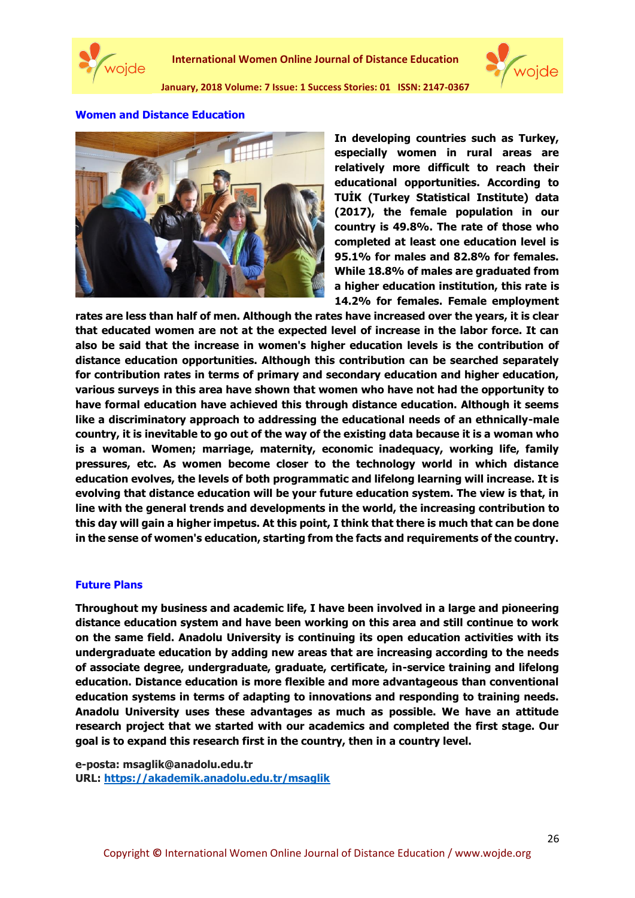## Women and Distance Education

**In developing countries such as Turkey, especially women in rural areas are relatively more difficult to reach their educational opportunities. According to TUİK (Turkey Statistical Institute) data (2017), the female population in our country is 49.8%. The rate of those who completed at least one education level is 95.1% for males and 82.8% for females. While 18.8% of males are graduated from a higher education institution, this rate is 14.2% for females. Female employment rates are less than half of men. Although the rates have increased over the years, it is clear that educated women are not at the expected level of increase in the labor force. It can also be said that the increase in women's higher education levels is the contribution of distance education opportunities. Although this contribution can be searched separately for contribution rates in terms of primary and secondary education and higher education, various surveys in this area have shown that women who have not had the opportunity to have formal education have achieved this through distance education. Although it seems like a discriminatory approach to addressing the educational needs of an ethnically-male country, it is inevitable to go out of the way of the existing data because it is a woman who is a woman. Women; marriage, maternity, economic inadequacy, working life, family pressures, etc. As women become closer to the technology world in which distance education evolves, the levels of both programmatic and lifelong learning will increase. It is evolving that distance education will be your future education system. The view is that, in line with the general trends and developments in the world, the increasing contribution to this day will gain a higher impetus. At this point, I think that there is much that can be done in the sense of women's education, starting from the facts and requirements of the country.**

## Future Plans

**Throughout my business and academic life, I have been involved in a large and pioneering distance education system and have been working on this area and still continue to work on the same field. Anadolu University is continuing its open education activities with its undergraduate education by adding new areas that are increasing according to the needs of associate degree, undergraduate, graduate, certificate, in-service training and lifelong education. Distance education is more flexible and more advantageous than conventional education systems in terms of adapting to innovations and responding to training needs. Anadolu University uses these advantages as much as possible. We have an attitude research project that we started with our academics and completed the first stage. Our goal is to expand this research first in the country, then in a country level.**

**e-posta: msaglik@anadolu.edu.tr**
**URL: [https://akademik.anadolu.edu.tr/msaglik](https://akademik.anadolu.edu.tr/msaglik)**